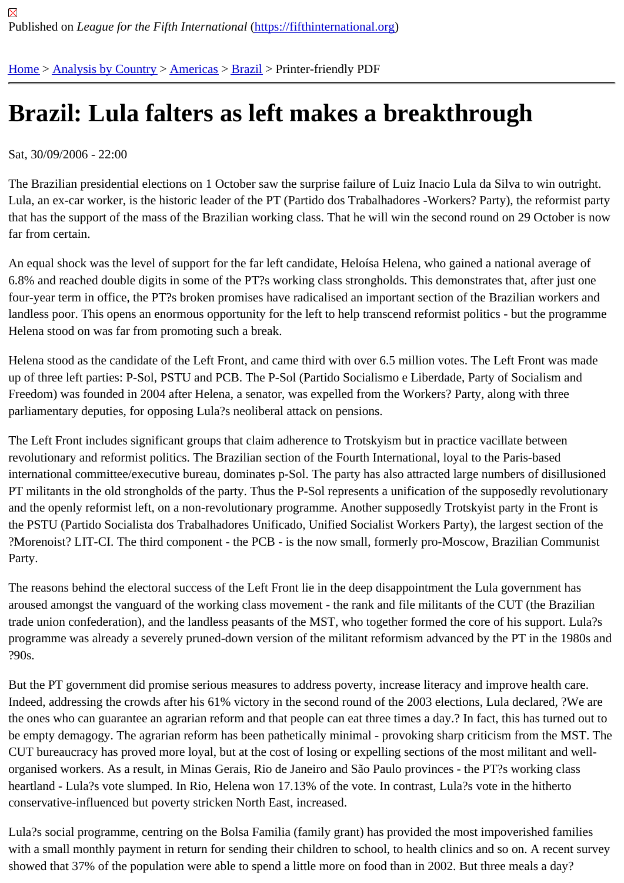Published on *League for the Fifth International* (https://fifthinternational.org)

Home > Analysis by Country > Americas > Brazil > Printer-friendly PDF

# Brazil: Lula falters as left makes a breakthrough

Sat, 30/09/2006 - 22:00

The Brazilian presidential elections on 1 October saw the surprise failure of Luiz Inacio Lula da Silva to win outright. Lula, an ex-car worker, is the historic leader of the PT (Partido dos Trabalhadores -Workers? Party), the reformist party that has the support of the mass of the Brazilian working class. That he will win the second round on 29 October is now far from certain.

An equal shock was the level of support for the far left candidate, Heloísa Helena, who gained a national average of 6.8% and reached double digits in some of the PT?s working class strongholds. This demonstrates that, after just one four-year term in office, the PT?s broken promises have radicalised an important section of the Brazilian workers and landless poor. This opens an enormous opportunity for the left to help transcend reformist politics - but the programme Helena stood on was far from promoting such a break.

Helena stood as the candidate of the Left Front, and came third with over 6.5 million votes. The Left Front was made up of three left parties: P-Sol, PSTU and PCB. The P-Sol (Partido Socialismo e Liberdade, Party of Socialism and Freedom) was founded in 2004 after Helena, a senator, was expelled from the Workers? Party, along with three parliamentary deputies, for opposing Lula?s neoliberal attack on pensions.

The Left Front includes significant groups that claim adherence to Trotskyism but in practice vacillate between revolutionary and reformist politics. The Brazilian section of the Fourth International, loyal to the Paris-based international committee/executive bureau, dominates p-Sol. The party has also attracted large numbers of disillusioned PT militants in the old strongholds of the party. Thus the P-Sol represents a unification of the supposedly revolutionary and the openly reformist left, on a non-revolutionary programme. Another supposedly Trotskyist party in the Front is the PSTU (Partido Socialista dos Trabalhadores Unificado, Unified Socialist Workers Party), the largest section of the ?Morenoist? LIT-CI. The third component - the PCB - is the now small, formerly pro-Moscow, Brazilian Communist Party.

The reasons behind the electoral success of the Left Front lie in the deep disappointment the Lula government has aroused amongst the vanguard of the working class movement - the rank and file militants of the CUT (the Brazilian trade union confederation), and the landless peasants of the MST, who together formed the core of his support. Lula?s programme was already a severely pruned-down version of the militant reformism advanced by the PT in the 1980s and ?90s.

But the PT government did promise serious measures to address poverty, increase literacy and improve health care. Indeed, addressing the crowds after his 61% victory in the second round of the 2003 elections, Lula declared, ?We are the ones who can guarantee an agrarian reform and that people can eat three times a day.? In fact, this has turned out to be empty demagogy. The agrarian reform has been pathetically minimal - provoking sharp criticism from the MST. The CUT bureaucracy has proved more loyal, but at the cost of losing or expelling sections of the most militant and well-organised workers. As a result, in Minas Gerais, Rio de Janeiro and São Paulo provinces - the PT?s working class heartland - Lula?s vote slumped. In Rio, Helena won 17.13% of the vote. In contrast, Lula?s vote in the hitherto conservative-influenced but poverty stricken North East, increased.

Lula?s social programme, centring on the Bolsa Familia (family grant) has provided the most impoverished families with a small monthly payment in return for sending their children to school, to health clinics and so on. A recent survey showed that 37% of the population were able to spend a little more on food than in 2002. But three meals a day?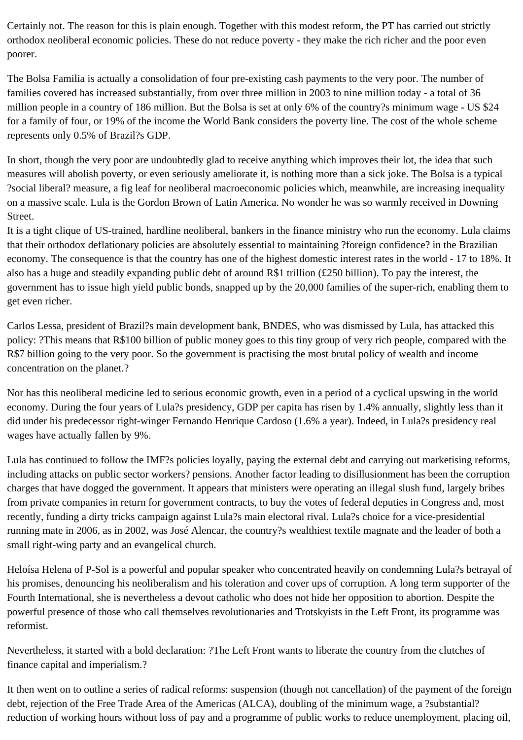Certainly not. The reason for this is plain enough. Together with this modest reform, the PT has carried out strictly orthodox neoliberal economic policies. These do not reduce poverty - they make the rich richer and the poor even poorer.

The Bolsa Familia is actually a consolidation of four pre-existing cash payments to the very poor. The number of families covered has increased substantially, from over three million in 2003 to nine million today - a total of 36 million people in a country of 186 million. But the Bolsa is set at only 6% of the country?s minimum wage - US $24 for a family of four, or 19% of the income the World Bank considers the poverty line. The cost of the whole scheme represents only 0.5% of Brazil?s GDP.

In short, though the very poor are undoubtedly glad to receive anything which improves their lot, the idea that such measures will abolish poverty, or even seriously ameliorate it, is nothing more than a sick joke. The Bolsa is a typical ?social liberal? measure, a fig leaf for neoliberal macroeconomic policies which, meanwhile, are increasing inequality on a massive scale. Lula is the Gordon Brown of Latin America. No wonder he was so warmly received in Downing Street.
It is a tight clique of US-trained, hardline neoliberal, bankers in the finance ministry who run the economy. Lula claims that their orthodox deflationary policies are absolutely essential to maintaining ?foreign confidence? in the Brazilian economy. The consequence is that the country has one of the highest domestic interest rates in the world - 17 to 18%. It also has a huge and steadily expanding public debt of around R$1 trillion (£250 billion). To pay the interest, the government has to issue high yield public bonds, snapped up by the 20,000 families of the super-rich, enabling them to get even richer.

Carlos Lessa, president of Brazil?s main development bank, BNDES, who was dismissed by Lula, has attacked this policy: ?This means that R$100 billion of public money goes to this tiny group of very rich people, compared with the R$7 billion going to the very poor. So the government is practising the most brutal policy of wealth and income concentration on the planet.?

Nor has this neoliberal medicine led to serious economic growth, even in a period of a cyclical upswing in the world economy. During the four years of Lula?s presidency, GDP per capita has risen by 1.4% annually, slightly less than it did under his predecessor right-winger Fernando Henrique Cardoso (1.6% a year). Indeed, in Lula?s presidency real wages have actually fallen by 9%.

Lula has continued to follow the IMF?s policies loyally, paying the external debt and carrying out marketising reforms, including attacks on public sector workers? pensions. Another factor leading to disillusionment has been the corruption charges that have dogged the government. It appears that ministers were operating an illegal slush fund, largely bribes from private companies in return for government contracts, to buy the votes of federal deputies in Congress and, most recently, funding a dirty tricks campaign against Lula?s main electoral rival. Lula?s choice for a vice-presidential running mate in 2006, as in 2002, was José Alencar, the country?s wealthiest textile magnate and the leader of both a small right-wing party and an evangelical church.

Heloísa Helena of P-Sol is a powerful and popular speaker who concentrated heavily on condemning Lula?s betrayal of his promises, denouncing his neoliberalism and his toleration and cover ups of corruption. A long term supporter of the Fourth International, she is nevertheless a devout catholic who does not hide her opposition to abortion. Despite the powerful presence of those who call themselves revolutionaries and Trotskyists in the Left Front, its programme was reformist.

Nevertheless, it started with a bold declaration: ?The Left Front wants to liberate the country from the clutches of finance capital and imperialism.?

It then went on to outline a series of radical reforms: suspension (though not cancellation) of the payment of the foreign debt, rejection of the Free Trade Area of the Americas (ALCA), doubling of the minimum wage, a ?substantial? reduction of working hours without loss of pay and a programme of public works to reduce unemployment, placing oil,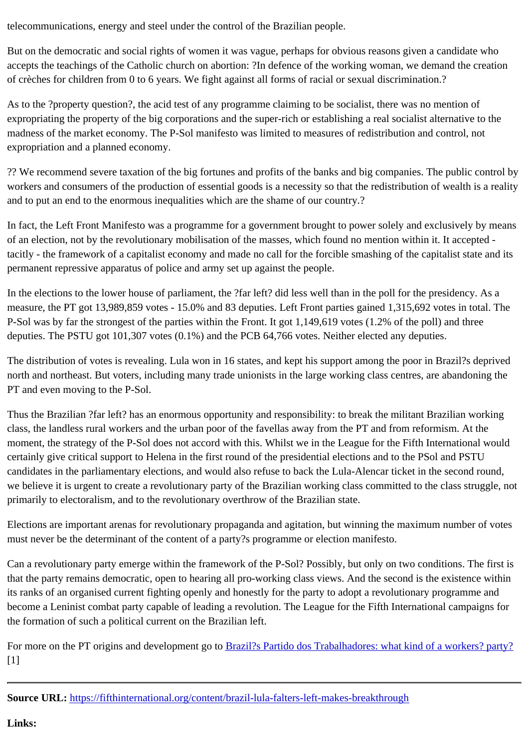telecommunications, energy and steel under the control of the Brazilian people.

But on the democratic and social rights of women it was vague, perhaps for obvious reasons given a candidate who accepts the teachings of the Catholic church on abortion: ?In defence of the working woman, we demand the creation of crèches for children from 0 to 6 years. We fight against all forms of racial or sexual discrimination.?

As to the ?property question?, the acid test of any programme claiming to be socialist, there was no mention of expropriating the property of the big corporations and the super-rich or establishing a real socialist alternative to the madness of the market economy. The P-Sol manifesto was limited to measures of redistribution and control, not expropriation and a planned economy.

?? We recommend severe taxation of the big fortunes and profits of the banks and big companies. The public control by workers and consumers of the production of essential goods is a necessity so that the redistribution of wealth is a reality and to put an end to the enormous inequalities which are the shame of our country.?

In fact, the Left Front Manifesto was a programme for a government brought to power solely and exclusively by means of an election, not by the revolutionary mobilisation of the masses, which found no mention within it. It accepted - tacitly - the framework of a capitalist economy and made no call for the forcible smashing of the capitalist state and its permanent repressive apparatus of police and army set up against the people.

In the elections to the lower house of parliament, the ?far left? did less well than in the poll for the presidency. As a measure, the PT got 13,989,859 votes - 15.0% and 83 deputies. Left Front parties gained 1,315,692 votes in total. The P-Sol was by far the strongest of the parties within the Front. It got 1,149,619 votes (1.2% of the poll) and three deputies. The PSTU got 101,307 votes (0.1%) and the PCB 64,766 votes. Neither elected any deputies.

The distribution of votes is revealing. Lula won in 16 states, and kept his support among the poor in Brazil?s deprived north and northeast. But voters, including many trade unionists in the large working class centres, are abandoning the PT and even moving to the P-Sol.

Thus the Brazilian ?far left? has an enormous opportunity and responsibility: to break the militant Brazilian working class, the landless rural workers and the urban poor of the favellas away from the PT and from reformism. At the moment, the strategy of the P-Sol does not accord with this. Whilst we in the League for the Fifth International would certainly give critical support to Helena in the first round of the presidential elections and to the PSol and PSTU candidates in the parliamentary elections, and would also refuse to back the Lula-Alencar ticket in the second round, we believe it is urgent to create a revolutionary party of the Brazilian working class committed to the class struggle, not primarily to electoralism, and to the revolutionary overthrow of the Brazilian state.

Elections are important arenas for revolutionary propaganda and agitation, but winning the maximum number of votes must never be the determinant of the content of a party?s programme or election manifesto.

Can a revolutionary party emerge within the framework of the P-Sol? Possibly, but only on two conditions. The first is that the party remains democratic, open to hearing all pro-working class views. And the second is the existence within its ranks of an organised current fighting openly and honestly for the party to adopt a revolutionary programme and become a Leninist combat party capable of leading a revolution. The League for the Fifth International campaigns for the formation of such a political current on the Brazilian left.

For more on the PT origins and development go to [Brazil?s Partido dos Trabalhadores: what kind of a workers? party?](#) [1]

---

**Source URL:** https://fifthinternational.org/content/brazil-lula-falters-left-makes-breakthrough

**Links:**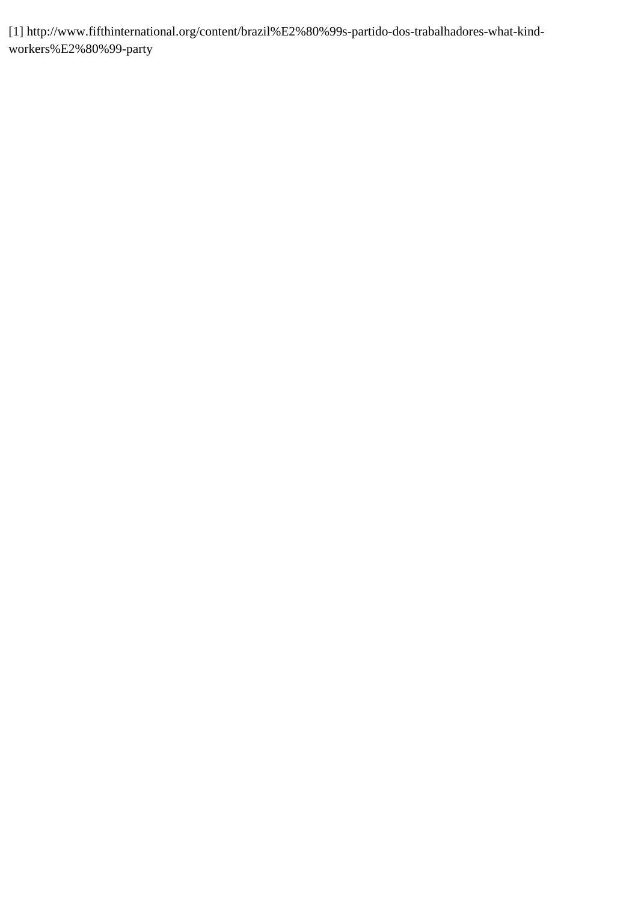[1] http://www.fifthinternational.org/content/brazil%E2%80%99s-partido-dos-trabalhadores-what-kind-workers%E2%80%99-party